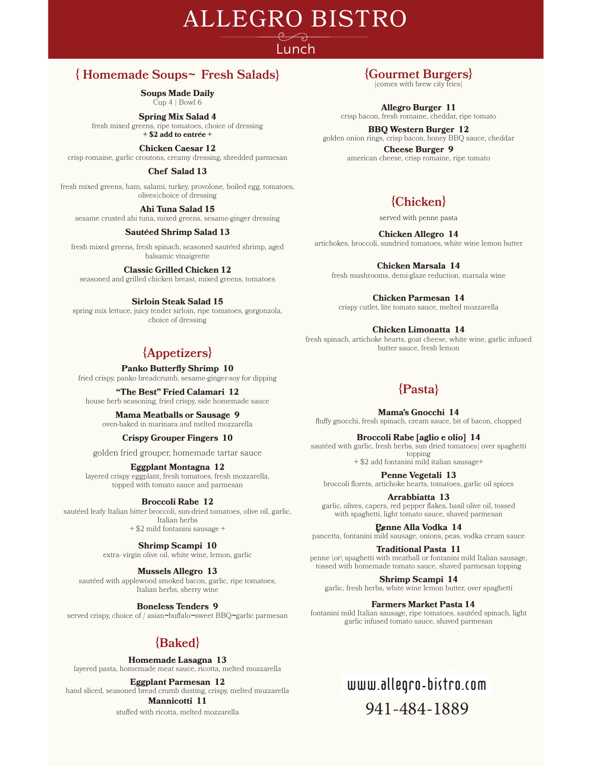# ALLEGRO BISTRO

Lunch

## { Homemade Soups~ Fresh Salads}

**Soups Made Daily**
Cup 4 | Bowl 6

**Spring Mix Salad 4**
fresh mixed greens, ripe tomatoes, choice of dressing
**+ $2 add to entrée +**

**Chicken Caesar 12**
crisp romaine, garlic croutons, creamy dressing, shredded parmesan

**Chef Salad 13**
fresh mixed greens, ham, salami, turkey, provolone, boiled egg, tomatoes, olives|choice of dressing

**Ahi Tuna Salad 15**
sesame crusted ahi tuna, mixed greens, sesame-ginger dressing

**Sautéed Shrimp Salad 13**
fresh mixed greens, fresh spinach, seasoned sautéed shrimp, aged balsamic vinaigrette

**Classic Grilled Chicken 12**
seasoned and grilled chicken breast, mixed greens, tomatoes

**Sirloin Steak Salad 15**
spring mix lettuce, juicy tender sirloin, ripe tomatoes, gorgonzola, choice of dressing

## {Appetizers}

**Panko Butterfly Shrimp 10**
fried crispy, panko breadcrumb, sesame-ginger-soy for dipping

**"The Best" Fried Calamari 12**
house herb seasoning, fried crispy, side homemade sauce

**Mama Meatballs or Sausage 9**
oven-baked in marinara and melted mozzarella

**Crispy Grouper Fingers 10**
golden fried grouper, homemade tartar sauce

**Eggplant Montagna 12**
layered crispy eggplant, fresh tomatoes, fresh mozzarella, topped with tomato sauce and parmesan

**Broccoli Rabe 12**
sautéed leafy Italian bitter broccoli, sun-dried tomatoes, olive oil, garlic, Italian herbs
+ $2 mild fontanini sausage +

**Shrimp Scampi 10**
extra- virgin olive oil, white wine, lemon, garlic

**Mussels Allegro 13**
sautéed with applewood smoked bacon, garlic, ripe tomatoes, Italian herbs, sherry wine

**Boneless Tenders 9**
served crispy, choice of / asian~buffalo~sweet BBQ~garlic parmesan

## {Baked}

**Homemade Lasagna 13**
layered pasta, homemade meat sauce, ricotta, melted mozzarella

**Eggplant Parmesan 12**
hand sliced, seasoned bread crumb dusting, crispy, melted mozzarella

**Mannicotti 11**
stuffed with ricotta, melted mozzarella

## {Gourmet Burgers}

|comes with brew city fries|

**Allegro Burger 11**
crisp bacon, fresh romaine, cheddar, ripe tomato

**BBQ Western Burger 12**
golden onion rings, crisp bacon, honey BBQ sauce, cheddar

**Cheese Burger 9**
american cheese, crisp romaine, ripe tomato

## {Chicken}

served with penne pasta

**Chicken Allegro 14**
artichokes, broccoli, sundried tomatoes, white wine lemon butter

**Chicken Marsala 14**
fresh mushrooms, demi-glaze reduction, marsala wine

**Chicken Parmesan 14**
crispy cutlet, lite tomato sauce, melted mozzarella

**Chicken Limonatta 14**
fresh spinach, artichoke hearts, goat cheese, white wine, garlic infused butter sauce, fresh lemon

## {Pasta}

**Mama's Gnocchi 14**
fluffy gnocchi, fresh spinach, cream sauce, bit of bacon, chopped

**Broccoli Rabe [aglio e olio] 14**
sautéed with garlic, fresh herbs, sun dried tomatoes| over spaghetti topping
+ $2 add fontanini mild italian sausage+

**Penne Vegetali 13**
broccoli florets, artichoke hearts, tomatoes, garlic oil spices

**Arrabbiatta 13**
garlic, olives, capers, red pepper flakes, basil olive oil, tossed with spaghetti, light tomato sauce, shaved parmesan

**Penne Alla Vodka 14**
pancetta, fontanini mild sausage, onions, peas, vodka cream sauce

**Traditional Pasta 11**
penne \or\ spaghetti with meatball or fontanini mild Italian sausage, tossed with homemade tomato sauce, shaved parmesan topping

**Shrimp Scampi 14**
garlic, fresh herbs, white wine lemon butter, over spaghetti

**Farmers Market Pasta 14**
fontanini mild Italian sausage, ripe tomatoes, sautéed spinach, light garlic infused tomato sauce, shaved parmesan

www.allegro-bistro.com

941-484-1889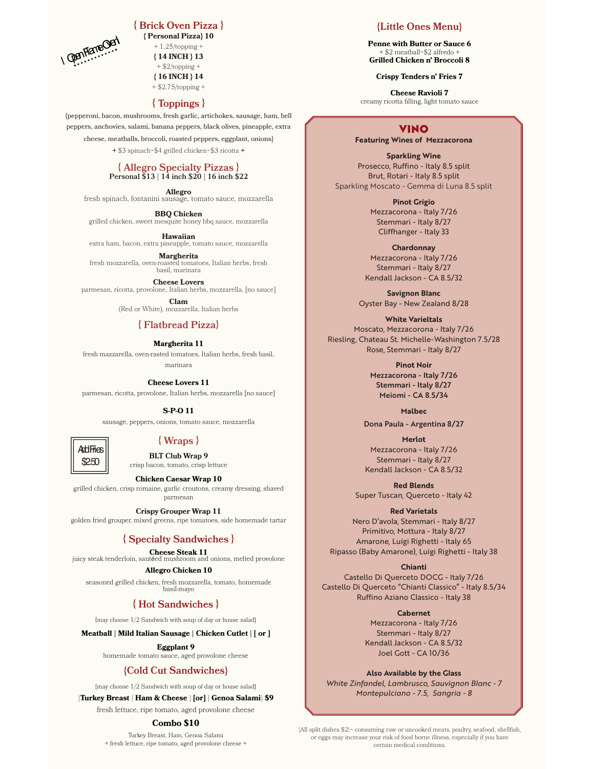## { Brick Oven Pizza }

| Open Flame Oven |

**{ Personal Pizza} 10**
+ 1.25/topping +
**{ 14 INCH } 13**
+ $2/topping +
**{ 16 INCH } 14**
+ $2.75/topping +

## { Toppings }

{pepperoni, bacon, mushrooms, fresh garlic, artichokes, sausage, ham, bell peppers, anchovies, salami, banana peppers, black olives, pineapple, extra cheese, meatballs, broccoli, roasted peppers, eggplant, onions}

+ $3 spinach~$4 grilled chicken~$3 ricotta +

## { Allegro Specialty Pizzas }

**Personal $13 | 14 inch $20 | 16 inch $22**

**Allegro**
fresh spinach, fontanini sausage, tomato sauce, mozzarella

**BBQ Chicken**
grilled chicken, sweet mesquite honey bbq sauce, mozzarella

**Hawaiian**
extra ham, bacon, extra pineapple, tomato sauce, mozzarella

**Margherita**
fresh mozzarella, oven-roasted tomatoes, Italian herbs, fresh basil, marinara

**Cheese Lovers**
parmesan, ricotta, provolone, Italian herbs, mozzarella, [no sauce]

**Clam**
(Red or White), mozzarella, Italian herbs

## { Flatbread Pizza}

**Margherita 11**
fresh mazzarella, oven-rasted tomatoes, Italian herbs, fresh basil, marinara

**Cheese Lovers 11**
parmesan, ricotta, provolone, Italian herbs, mozzarella [no sauce]

**S-P-O 11**
sausage, peppers, onions, tomato sauce, mozzarella

## { Wraps }

Add Fries $2.50

**BLT Club Wrap 9**
crisp bacon, tomato, crisp lettuce

**Chicken Caesar Wrap 10**
grilled chicken, crisp romaine, garlic croutons, creamy dressing, shaved parmesan

**Crispy Grouper Wrap 11**
golden fried grouper, mixed greens, ripe tomatoes, side homemade tartar

## { Specialty Sandwiches }

**Cheese Steak 11**
juicy steak tenderloin, sautéed mushroom and onions, melted provolone

**Allegro Chicken 10**
seasoned grilled chicken, fresh mozzarella, tomato, homemade basil-mayo

## { Hot Sandwiches }

{may choose 1/2 Sandwich with soup of day or house salad}

**Meatball | Mild Italian Sausage | Chicken Cutlet | [ or ]**

**Eggplant 9**
homemade tomato sauce, aged provolone cheese

## {Cold Cut Sandwiches}

{may choose 1/2 Sandwich with soup of day or house salad}

|**Turkey Breast** | **Ham & Cheese** | **[or]** | **Genoa Salami**| **$9**

fresh lettuce, ripe tomato, aged provolone cheese

**Combo $10**

Turkey Breast, Ham, Genoa Salami
+ fresh lettuce, ripe tomato, aged provolone cheese +

## {Little Ones Menu}

**Penne with Butter or Sauce 6**
+ $2 meatball~$2 alfredo +
**Grilled Chicken n' Broccoli 8**

**Crispy Tenders n' Fries 7**

**Cheese Ravioli 7**
creamy ricotta filling, light tomato sauce

## VINO

**Featuring Wines of Mezzacorona**

**Sparkling Wine**
Prosecco, Ruffino - Italy 8.5 split
Brut, Rotari - Italy 8.5 split
Sparkling Moscato - Gemma di Luna 8.5 split

**Pinot Grigio**
Mezzacorona - Italy 7/26
Stemmari - Italy 8/27
Cliffhanger - Italy 33

**Chardonnay**
Mezzacorona - Italy 7/26
Stemmari - Italy 8/27
Kendall Jackson - CA 8.5/32

**Savignon Blanc**
Oyster Bay - New Zealand 8/28

**White Varieltals**
Moscato, Mezzacorona - Italy 7/26
Riesling, Chateau St. Michelle-Washington 7.5/28
Rose, Stemmari - Italy 8/27

**Pinot Noir**
**Mezzacorona - Italy 7/26**
**Stemmari - Italy 8/27**
**Meiomi - CA 8.5/34**

**Malbec**
**Dona Paula - Argentina 8/27**

**Merlot**
Mezzacorona - Italy 7/26
Stemmari - Italy 8/27
Kendall Jackson - CA 8.5/32

**Red Blends**
Super Tuscan, Querceto - Italy 42

**Red Varietals**
Nero D'avola, Stemmari - Italy 8/27
Primitivo, Mottura - Italy 8/27
Amarone, Luigi Righetti - Italy 65
Ripasso (Baby Amarone), Luigi Righetti - Italy 38

**Chianti**
Castello Di Querceto DOCG - Italy 7/26
Castello Di Querceto "Chianti Classico" - Italy 8.5/34
Ruffino Aziano Classico - Italy 38

**Cabernet**
Mezzacorona - Italy 7/26
Stemmari - Italy 8/27
Kendall Jackson - CA 8.5/32
Joel Gott - CA 10/36

**Also Available by the Glass**
*White Zinfandel, Lambrusco, Sauvignon Blanc - 7*
*Montepulciano - 7.5, Sangria - 8*

|All split dishes $2|~ consuming raw or uncooked meats, poultry, seafood, shellfish, or eggs may increase your risk of food borne illness, especially if you have certain medical conditions.